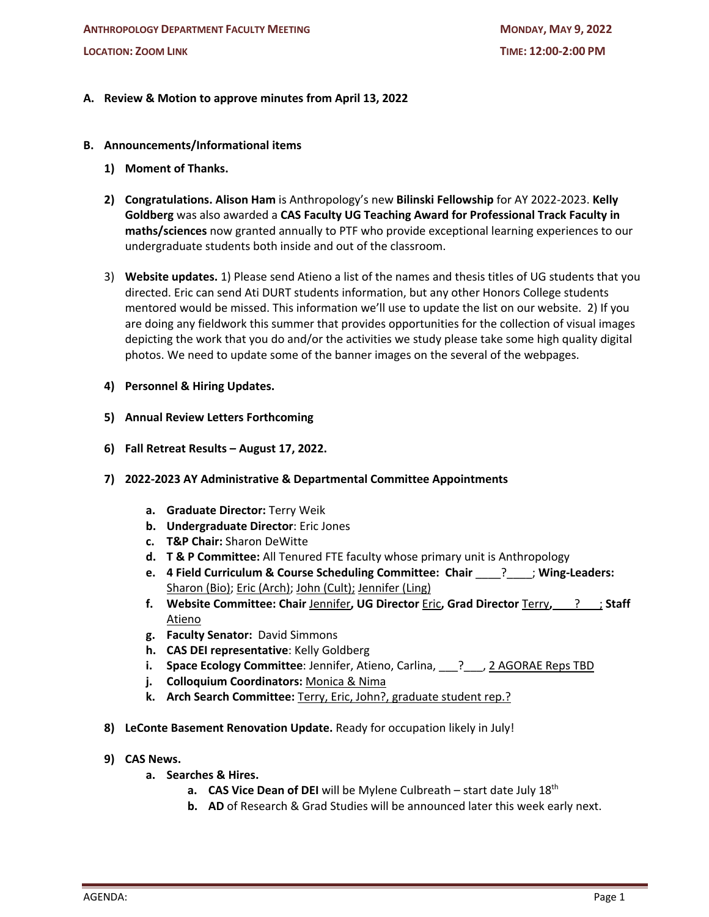**ANTHROPOLOGY DEPARTMENT FACULTY MEETING** — **MONDAY, MAY 9, 2022**

**LOCATION: ZOOM LINK** — **TIME: 12:00-2:00 PM**

**A. Review & Motion to approve minutes from April 13, 2022**

**B. Announcements/Informational items**

1) **Moment of Thanks.**

2) **Congratulations. Alison Ham** is Anthropology's new **Bilinski Fellowship** for AY 2022-2023. **Kelly Goldberg** was also awarded a **CAS Faculty UG Teaching Award for Professional Track Faculty in maths/sciences** now granted annually to PTF who provide exceptional learning experiences to our undergraduate students both inside and out of the classroom.

3) **Website updates.** 1) Please send Atieno a list of the names and thesis titles of UG students that you directed. Eric can send Ati DURT students information, but any other Honors College students mentored would be missed. This information we'll use to update the list on our website. 2) If you are doing any fieldwork this summer that provides opportunities for the collection of visual images depicting the work that you do and/or the activities we study please take some high quality digital photos. We need to update some of the banner images on the several of the webpages.

4) **Personnel & Hiring Updates.**

5) **Annual Review Letters Forthcoming**

6) **Fall Retreat Results – August 17, 2022.**

7) **2022-2023 AY Administrative & Departmental Committee Appointments**

   a. **Graduate Director:** Terry Weik
   b. **Undergraduate Director**: Eric Jones
   c. **T&P Chair:** Sharon DeWitte
   d. **T & P Committee:** All Tenured FTE faculty whose primary unit is Anthropology
   e. **4 Field Curriculum & Course Scheduling Committee: Chair** ____?____; **Wing-Leaders:** Sharon (Bio); Eric (Arch); John (Cult); Jennifer (Ling)
   f. **Website Committee: Chair** Jennifer**, UG Director** Eric**, Grad Director** Terry**,** ___?___; **Staff** Atieno
   g. **Faculty Senator:** David Simmons
   h. **CAS DEI representative**: Kelly Goldberg
   i. **Space Ecology Committee**: Jennifer, Atieno, Carlina, ___?___, 2 AGORAE Reps TBD
   j. **Colloquium Coordinators:** Monica & Nima
   k. **Arch Search Committee:** Terry, Eric, John?, graduate student rep.?

8) **LeConte Basement Renovation Update.** Ready for occupation likely in July!

9) **CAS News.**
   a. **Searches & Hires.**
      a. **CAS Vice Dean of DEI** will be Mylene Culbreath – start date July 18th
      b. **AD** of Research & Grad Studies will be announced later this week early next.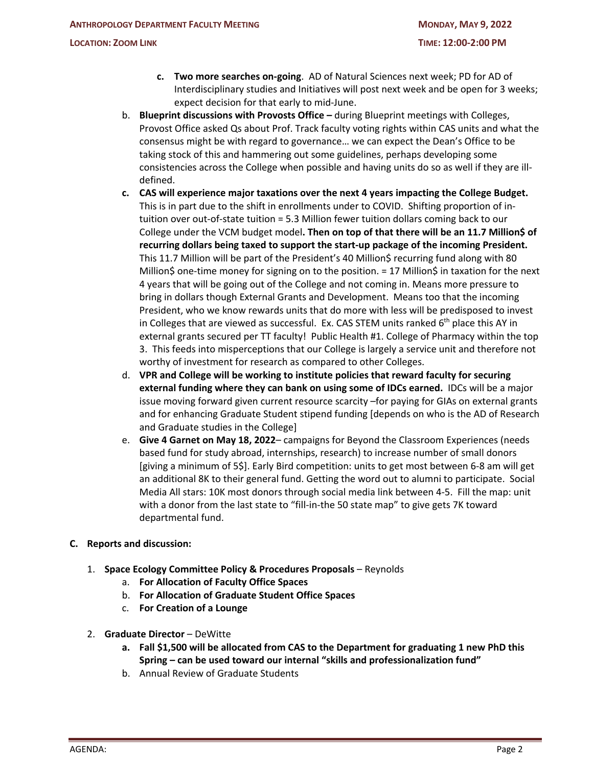c. **Two more searches on-going**. AD of Natural Sciences next week; PD for AD of Interdisciplinary studies and Initiatives will post next week and be open for 3 weeks; expect decision for that early to mid-June.

b. **Blueprint discussions with Provosts Office –** during Blueprint meetings with Colleges, Provost Office asked Qs about Prof. Track faculty voting rights within CAS units and what the consensus might be with regard to governance… we can expect the Dean's Office to be taking stock of this and hammering out some guidelines, perhaps developing some consistencies across the College when possible and having units do so as well if they are ill-defined.

c. **CAS will experience major taxations over the next 4 years impacting the College Budget.** This is in part due to the shift in enrollments under to COVID. Shifting proportion of in-tuition over out-of-state tuition = 5.3 Million fewer tuition dollars coming back to our College under the VCM budget model**. Then on top of that there will be an 11.7 Million$ of recurring dollars being taxed to support the start-up package of the incoming President.** This 11.7 Million will be part of the President's 40 Million$ recurring fund along with 80 Million$ one-time money for signing on to the position. = 17 Million$ in taxation for the next 4 years that will be going out of the College and not coming in. Means more pressure to bring in dollars though External Grants and Development. Means too that the incoming President, who we know rewards units that do more with less will be predisposed to invest in Colleges that are viewed as successful. Ex. CAS STEM units ranked 6th place this AY in external grants secured per TT faculty! Public Health #1. College of Pharmacy within the top 3. This feeds into misperceptions that our College is largely a service unit and therefore not worthy of investment for research as compared to other Colleges.

d. **VPR and College will be working to institute policies that reward faculty for securing external funding where they can bank on using some of IDCs earned.** IDCs will be a major issue moving forward given current resource scarcity –for paying for GIAs on external grants and for enhancing Graduate Student stipend funding [depends on who is the AD of Research and Graduate studies in the College]

e. **Give 4 Garnet on May 18, 2022**– campaigns for Beyond the Classroom Experiences (needs based fund for study abroad, internships, research) to increase number of small donors [giving a minimum of 5$]. Early Bird competition: units to get most between 6-8 am will get an additional 8K to their general fund. Getting the word out to alumni to participate. Social Media All stars: 10K most donors through social media link between 4-5. Fill the map: unit with a donor from the last state to "fill-in-the 50 state map" to give gets 7K toward departmental fund.

## C. Reports and discussion:

1. **Space Ecology Committee Policy & Procedures Proposals** – Reynolds
   a. **For Allocation of Faculty Office Spaces**
   b. **For Allocation of Graduate Student Office Spaces**
   c. **For Creation of a Lounge**

2. **Graduate Director** – DeWitte
   a. **Fall $1,500 will be allocated from CAS to the Department for graduating 1 new PhD this Spring – can be used toward our internal "skills and professionalization fund"**
   b. Annual Review of Graduate Students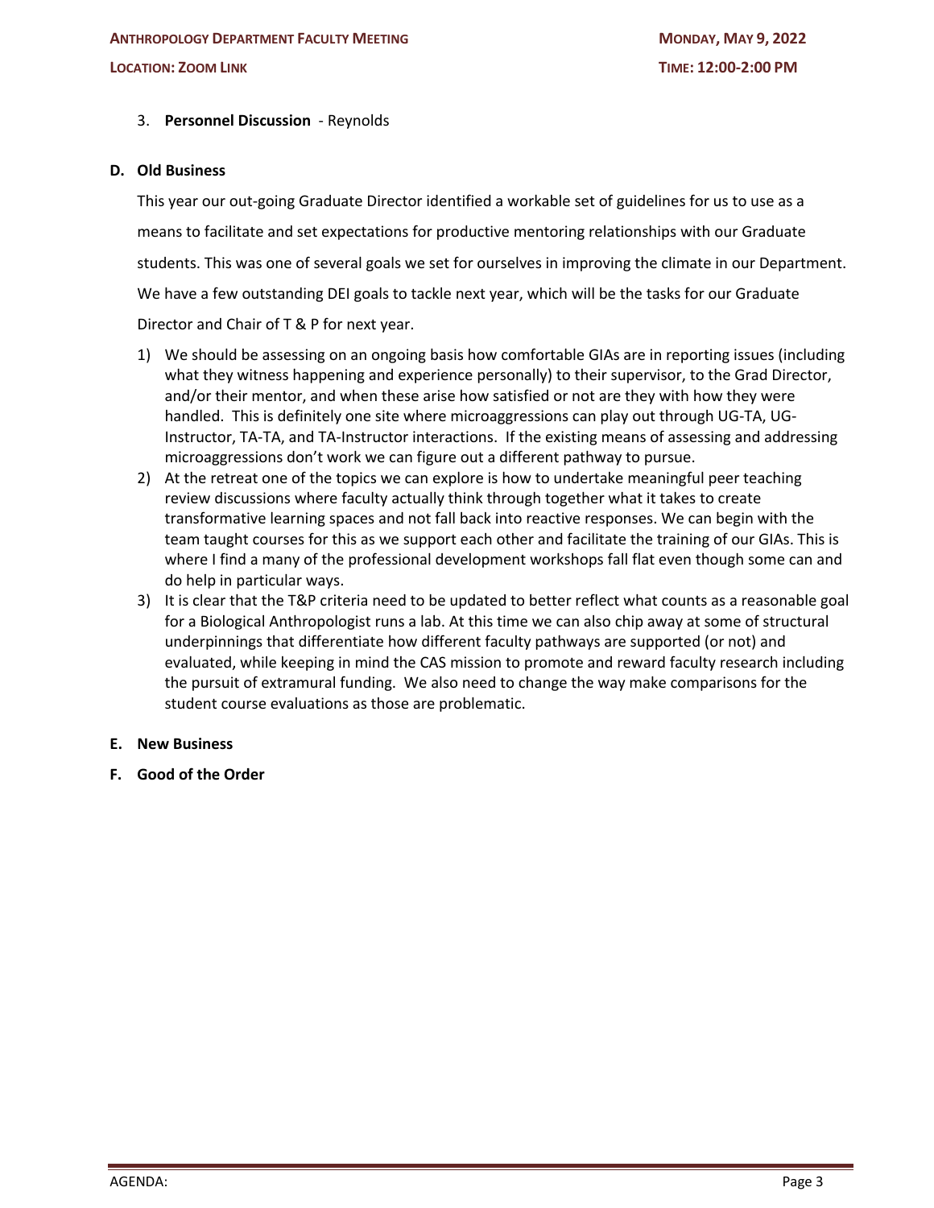3. **Personnel Discussion** - Reynolds

**D. Old Business**

This year our out-going Graduate Director identified a workable set of guidelines for us to use as a means to facilitate and set expectations for productive mentoring relationships with our Graduate students. This was one of several goals we set for ourselves in improving the climate in our Department. We have a few outstanding DEI goals to tackle next year, which will be the tasks for our Graduate Director and Chair of T & P for next year.

1) We should be assessing on an ongoing basis how comfortable GIAs are in reporting issues (including what they witness happening and experience personally) to their supervisor, to the Grad Director, and/or their mentor, and when these arise how satisfied or not are they with how they were handled. This is definitely one site where microaggressions can play out through UG-TA, UG-Instructor, TA-TA, and TA-Instructor interactions. If the existing means of assessing and addressing microaggressions don't work we can figure out a different pathway to pursue.
2) At the retreat one of the topics we can explore is how to undertake meaningful peer teaching review discussions where faculty actually think through together what it takes to create transformative learning spaces and not fall back into reactive responses. We can begin with the team taught courses for this as we support each other and facilitate the training of our GIAs. This is where I find a many of the professional development workshops fall flat even though some can and do help in particular ways.
3) It is clear that the T&P criteria need to be updated to better reflect what counts as a reasonable goal for a Biological Anthropologist runs a lab. At this time we can also chip away at some of structural underpinnings that differentiate how different faculty pathways are supported (or not) and evaluated, while keeping in mind the CAS mission to promote and reward faculty research including the pursuit of extramural funding. We also need to change the way make comparisons for the student course evaluations as those are problematic.

**E. New Business**

**F. Good of the Order**